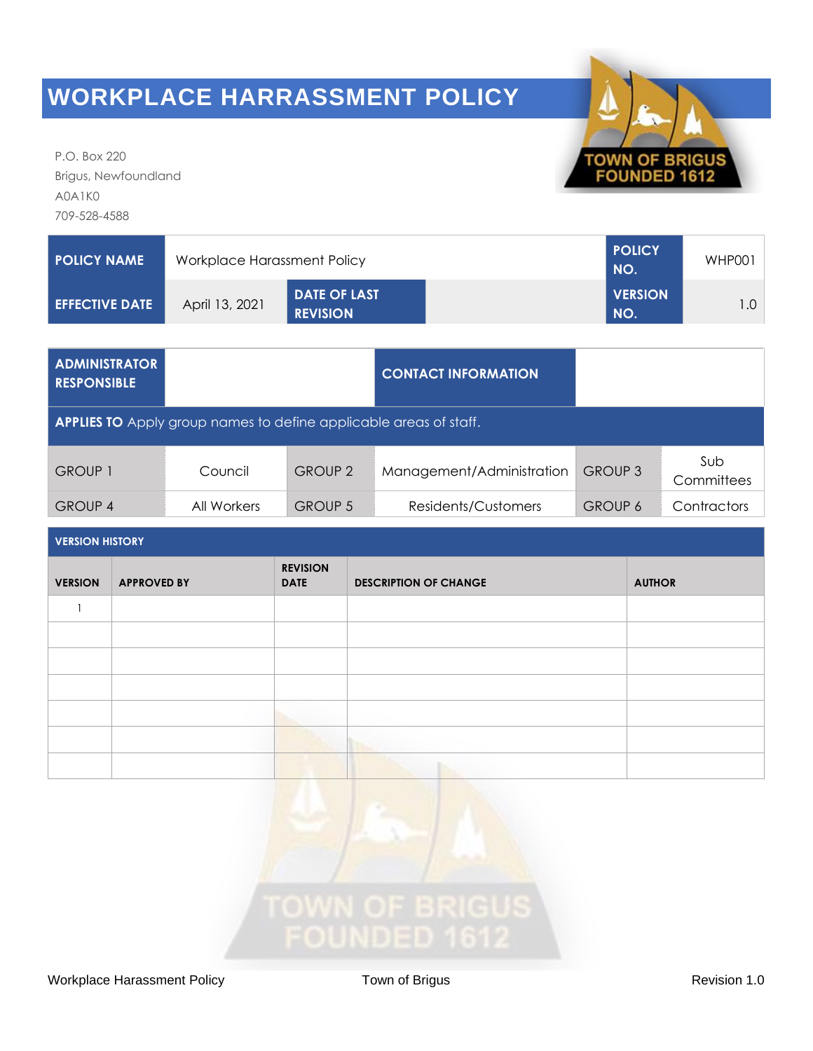# WORKPLACE HARRASSMENT POLICY

P.O. Box 220
Brigus, Newfoundland
A0A1K0
709-528-4588

| POLICY NAME | Workplace Harassment Policy | | | POLICY NO. | WHP001 |
|---|---|---|---|---|---|
| EFFECTIVE DATE | April 13, 2021 | DATE OF LAST REVISION | | VERSION NO. | 1.0 |

| ADMINISTRATOR RESPONSIBLE | | | CONTACT INFORMATION | | |
|---|---|---|---|---|---|
| **APPLIES TO** Apply group names to define applicable areas of staff. | | | | | |
| GROUP 1 | Council | GROUP 2 | Management/Administration | GROUP 3 | Sub Committees |
| GROUP 4 | All Workers | GROUP 5 | Residents/Customers | GROUP 6 | Contractors |

**VERSION HISTORY**

| VERSION | APPROVED BY | REVISION DATE | DESCRIPTION OF CHANGE | AUTHOR |
|---|---|---|---|---|
| 1 | | | | |
| | | | | |
| | | | | |
| | | | | |
| | | | | |
| | | | | |
| | | | | |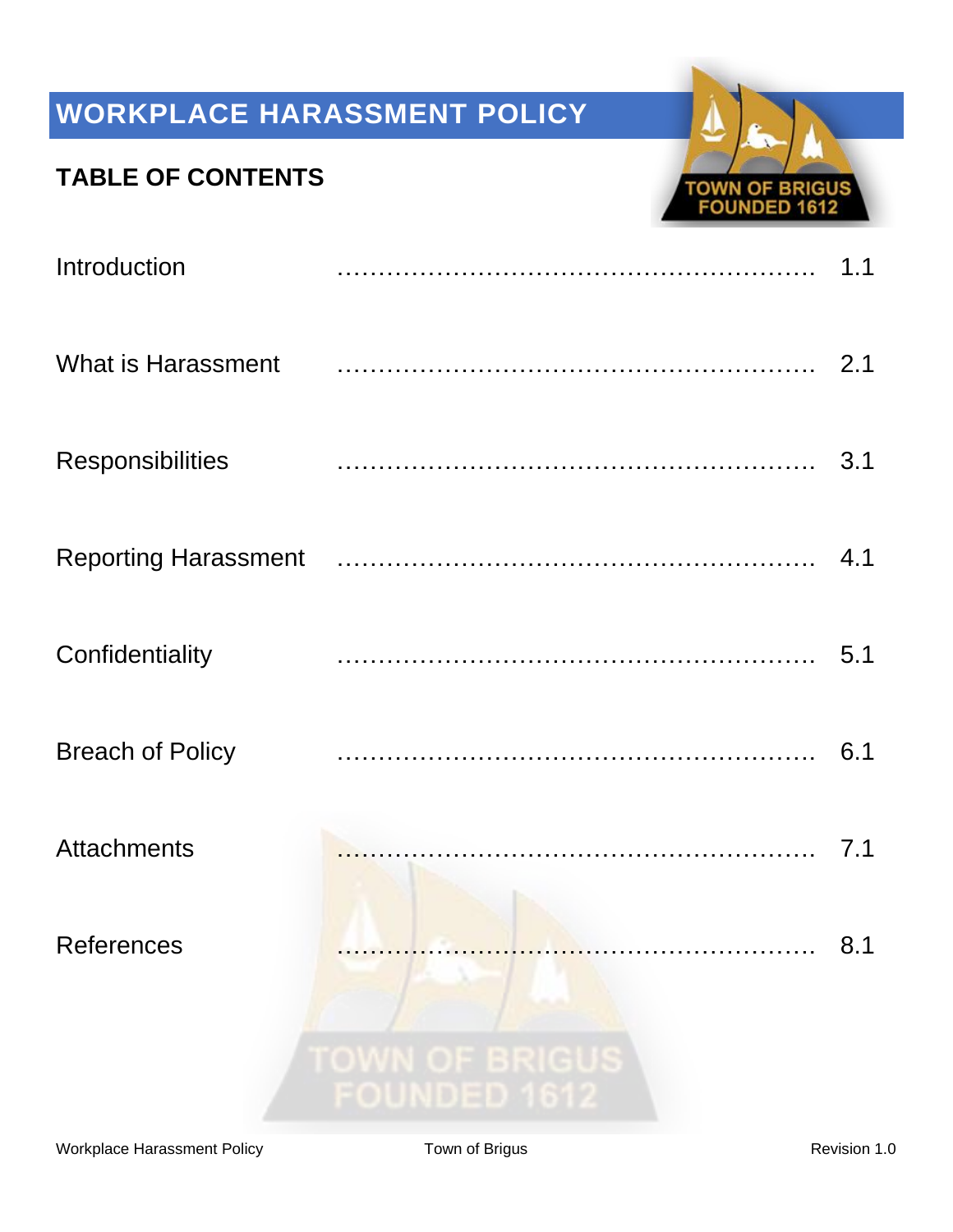# WORKPLACE HARASSMENT POLICY

## TABLE OF CONTENTS

| Section | Page |
|---|---|
| Introduction | 1.1 |
| What is Harassment | 2.1 |
| Responsibilities | 3.1 |
| Reporting Harassment | 4.1 |
| Confidentiality | 5.1 |
| Breach of Policy | 6.1 |
| Attachments | 7.1 |
| References | 8.1 |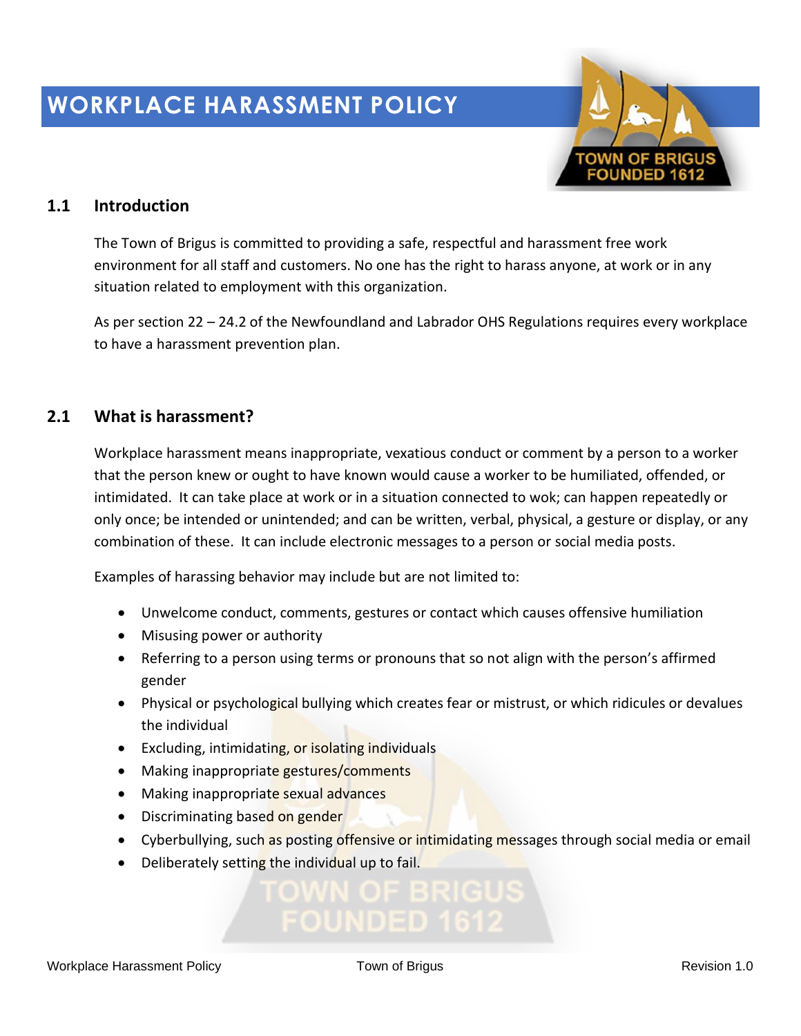# WORKPLACE HARASSMENT POLICY

## 1.1 Introduction

The Town of Brigus is committed to providing a safe, respectful and harassment free work environment for all staff and customers. No one has the right to harass anyone, at work or in any situation related to employment with this organization.

As per section 22 – 24.2 of the Newfoundland and Labrador OHS Regulations requires every workplace to have a harassment prevention plan.

## 2.1 What is harassment?

Workplace harassment means inappropriate, vexatious conduct or comment by a person to a worker that the person knew or ought to have known would cause a worker to be humiliated, offended, or intimidated. It can take place at work or in a situation connected to wok; can happen repeatedly or only once; be intended or unintended; and can be written, verbal, physical, a gesture or display, or any combination of these. It can include electronic messages to a person or social media posts.

Examples of harassing behavior may include but are not limited to:

- Unwelcome conduct, comments, gestures or contact which causes offensive humiliation
- Misusing power or authority
- Referring to a person using terms or pronouns that so not align with the person's affirmed gender
- Physical or psychological bullying which creates fear or mistrust, or which ridicules or devalues the individual
- Excluding, intimidating, or isolating individuals
- Making inappropriate gestures/comments
- Making inappropriate sexual advances
- Discriminating based on gender
- Cyberbullying, such as posting offensive or intimidating messages through social media or email
- Deliberately setting the individual up to fail.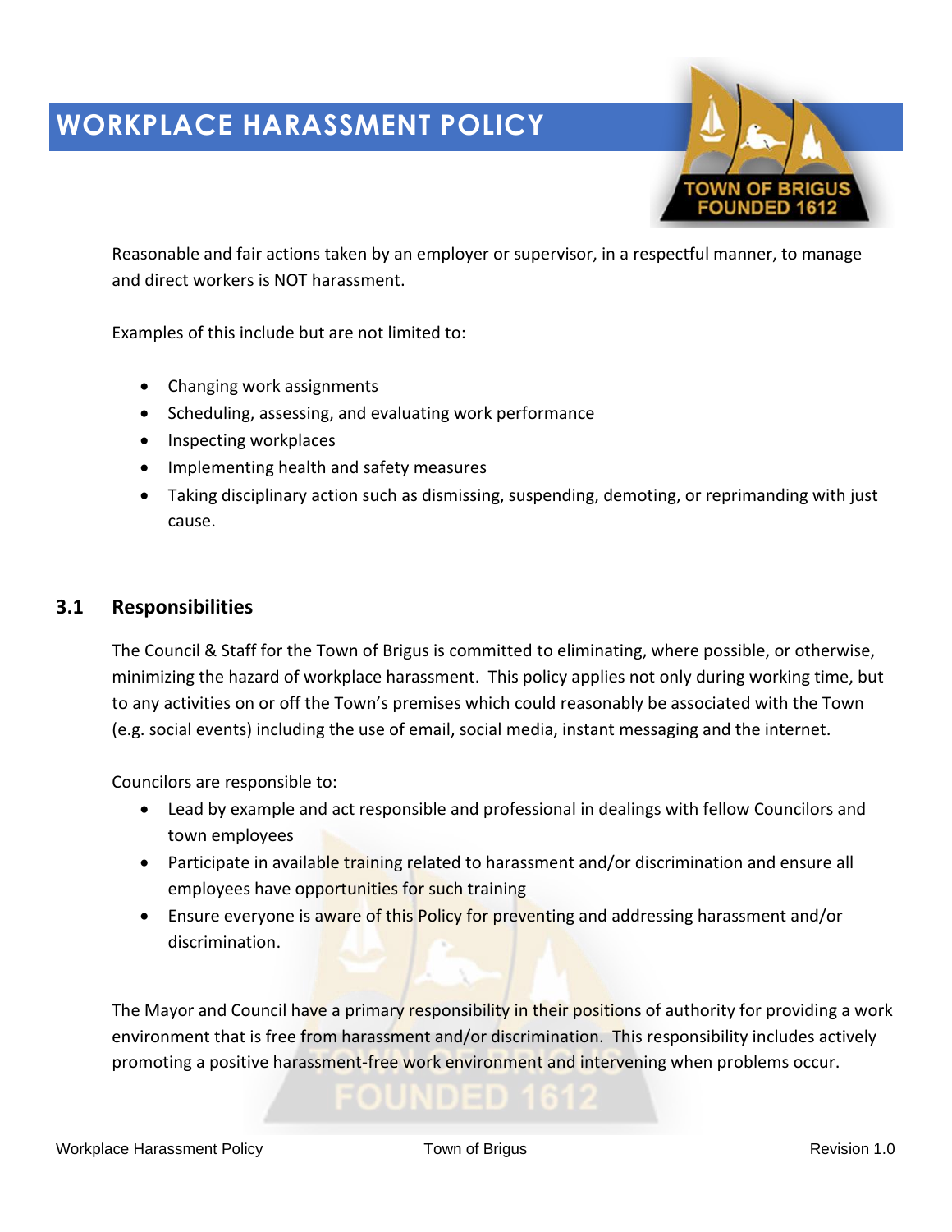# WORKPLACE HARASSMENT POLICY

Reasonable and fair actions taken by an employer or supervisor, in a respectful manner, to manage and direct workers is NOT harassment.

Examples of this include but are not limited to:

- Changing work assignments
- Scheduling, assessing, and evaluating work performance
- Inspecting workplaces
- Implementing health and safety measures
- Taking disciplinary action such as dismissing, suspending, demoting, or reprimanding with just cause.

## 3.1 Responsibilities

The Council & Staff for the Town of Brigus is committed to eliminating, where possible, or otherwise, minimizing the hazard of workplace harassment. This policy applies not only during working time, but to any activities on or off the Town's premises which could reasonably be associated with the Town (e.g. social events) including the use of email, social media, instant messaging and the internet.

Councilors are responsible to:

- Lead by example and act responsible and professional in dealings with fellow Councilors and town employees
- Participate in available training related to harassment and/or discrimination and ensure all employees have opportunities for such training
- Ensure everyone is aware of this Policy for preventing and addressing harassment and/or discrimination.

The Mayor and Council have a primary responsibility in their positions of authority for providing a work environment that is free from harassment and/or discrimination. This responsibility includes actively promoting a positive harassment-free work environment and intervening when problems occur.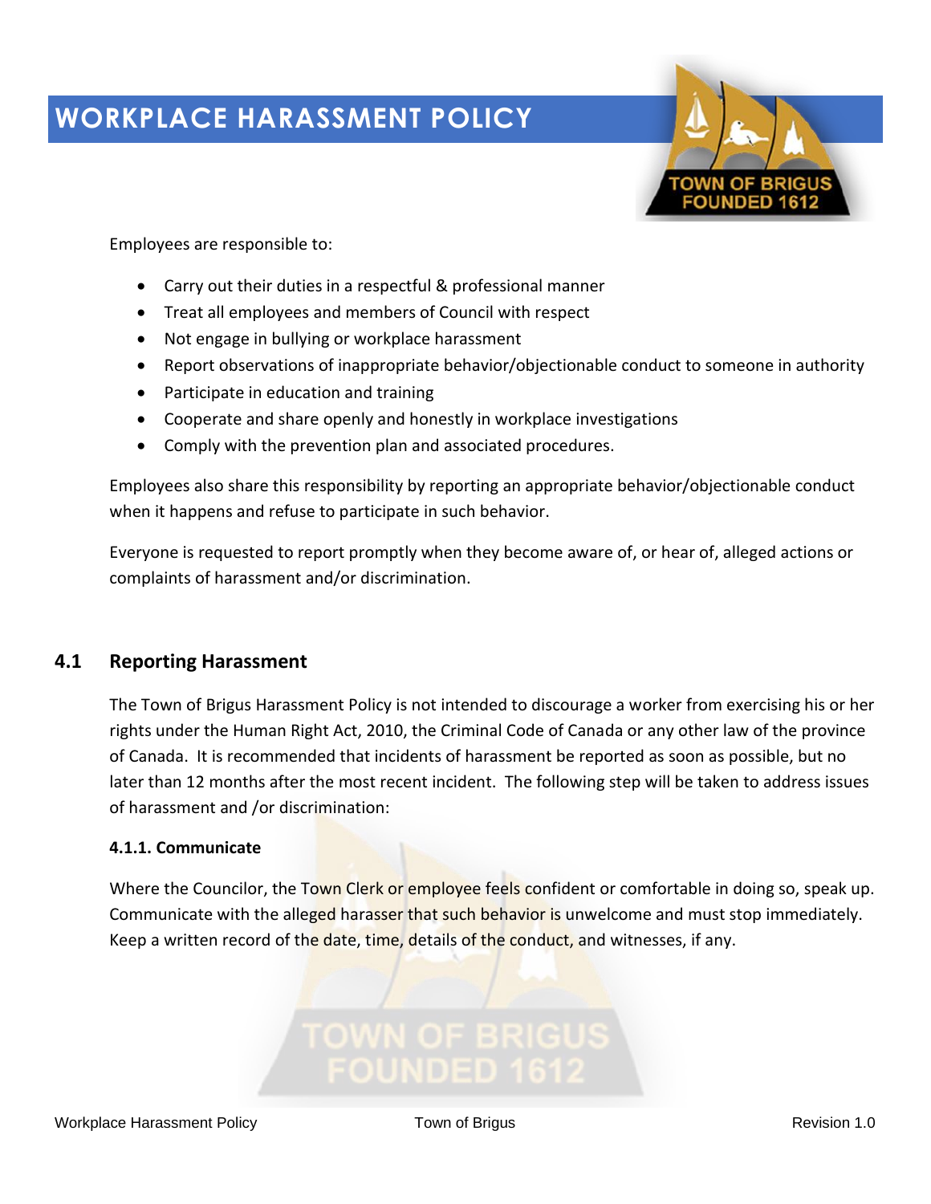# WORKPLACE HARASSMENT POLICY

Employees are responsible to:

- Carry out their duties in a respectful & professional manner
- Treat all employees and members of Council with respect
- Not engage in bullying or workplace harassment
- Report observations of inappropriate behavior/objectionable conduct to someone in authority
- Participate in education and training
- Cooperate and share openly and honestly in workplace investigations
- Comply with the prevention plan and associated procedures.

Employees also share this responsibility by reporting an appropriate behavior/objectionable conduct when it happens and refuse to participate in such behavior.

Everyone is requested to report promptly when they become aware of, or hear of, alleged actions or complaints of harassment and/or discrimination.

## 4.1 Reporting Harassment

The Town of Brigus Harassment Policy is not intended to discourage a worker from exercising his or her rights under the Human Right Act, 2010, the Criminal Code of Canada or any other law of the province of Canada. It is recommended that incidents of harassment be reported as soon as possible, but no later than 12 months after the most recent incident. The following step will be taken to address issues of harassment and /or discrimination:

### 4.1.1. Communicate

Where the Councilor, the Town Clerk or employee feels confident or comfortable in doing so, speak up. Communicate with the alleged harasser that such behavior is unwelcome and must stop immediately. Keep a written record of the date, time, details of the conduct, and witnesses, if any.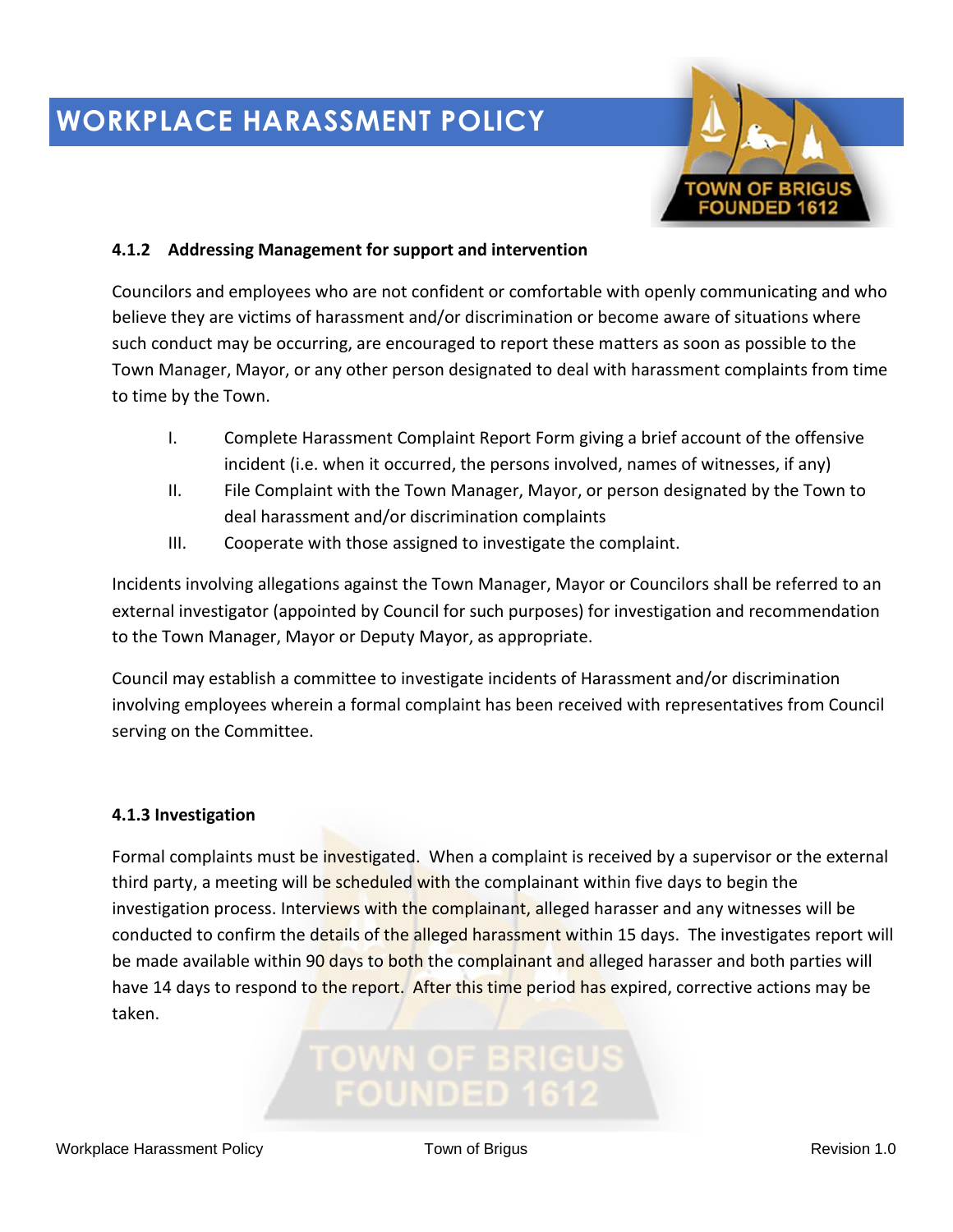# WORKPLACE HARASSMENT POLICY

### 4.1.2 Addressing Management for support and intervention

Councilors and employees who are not confident or comfortable with openly communicating and who believe they are victims of harassment and/or discrimination or become aware of situations where such conduct may be occurring, are encouraged to report these matters as soon as possible to the Town Manager, Mayor, or any other person designated to deal with harassment complaints from time to time by the Town.

I. Complete Harassment Complaint Report Form giving a brief account of the offensive incident (i.e. when it occurred, the persons involved, names of witnesses, if any)

II. File Complaint with the Town Manager, Mayor, or person designated by the Town to deal harassment and/or discrimination complaints

III. Cooperate with those assigned to investigate the complaint.

Incidents involving allegations against the Town Manager, Mayor or Councilors shall be referred to an external investigator (appointed by Council for such purposes) for investigation and recommendation to the Town Manager, Mayor or Deputy Mayor, as appropriate.

Council may establish a committee to investigate incidents of Harassment and/or discrimination involving employees wherein a formal complaint has been received with representatives from Council serving on the Committee.

### 4.1.3 Investigation

Formal complaints must be investigated. When a complaint is received by a supervisor or the external third party, a meeting will be scheduled with the complainant within five days to begin the investigation process. Interviews with the complainant, alleged harasser and any witnesses will be conducted to confirm the details of the alleged harassment within 15 days. The investigates report will be made available within 90 days to both the complainant and alleged harasser and both parties will have 14 days to respond to the report. After this time period has expired, corrective actions may be taken.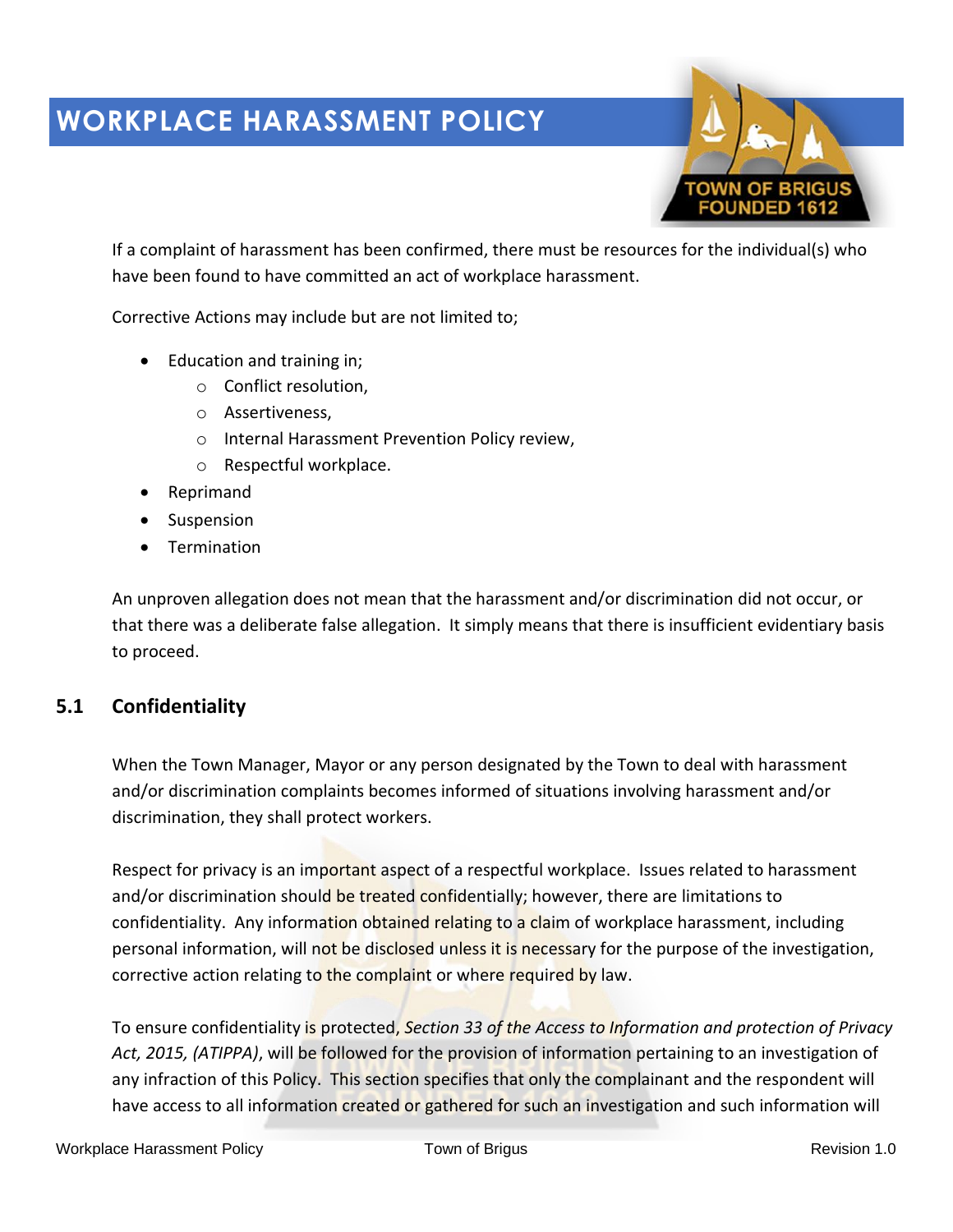If a complaint of harassment has been confirmed, there must be resources for the individual(s) who have been found to have committed an act of workplace harassment.

Corrective Actions may include but are not limited to;

- Education and training in;
  - Conflict resolution,
  - Assertiveness,
  - Internal Harassment Prevention Policy review,
  - Respectful workplace.
- Reprimand
- Suspension
- Termination

An unproven allegation does not mean that the harassment and/or discrimination did not occur, or that there was a deliberate false allegation. It simply means that there is insufficient evidentiary basis to proceed.

## 5.1 Confidentiality

When the Town Manager, Mayor or any person designated by the Town to deal with harassment and/or discrimination complaints becomes informed of situations involving harassment and/or discrimination, they shall protect workers.

Respect for privacy is an important aspect of a respectful workplace. Issues related to harassment and/or discrimination should be treated confidentially; however, there are limitations to confidentiality. Any information obtained relating to a claim of workplace harassment, including personal information, will not be disclosed unless it is necessary for the purpose of the investigation, corrective action relating to the complaint or where required by law.

To ensure confidentiality is protected, *Section 33 of the Access to Information and protection of Privacy Act, 2015, (ATIPPA)*, will be followed for the provision of information pertaining to an investigation of any infraction of this Policy. This section specifies that only the complainant and the respondent will have access to all information created or gathered for such an investigation and such information will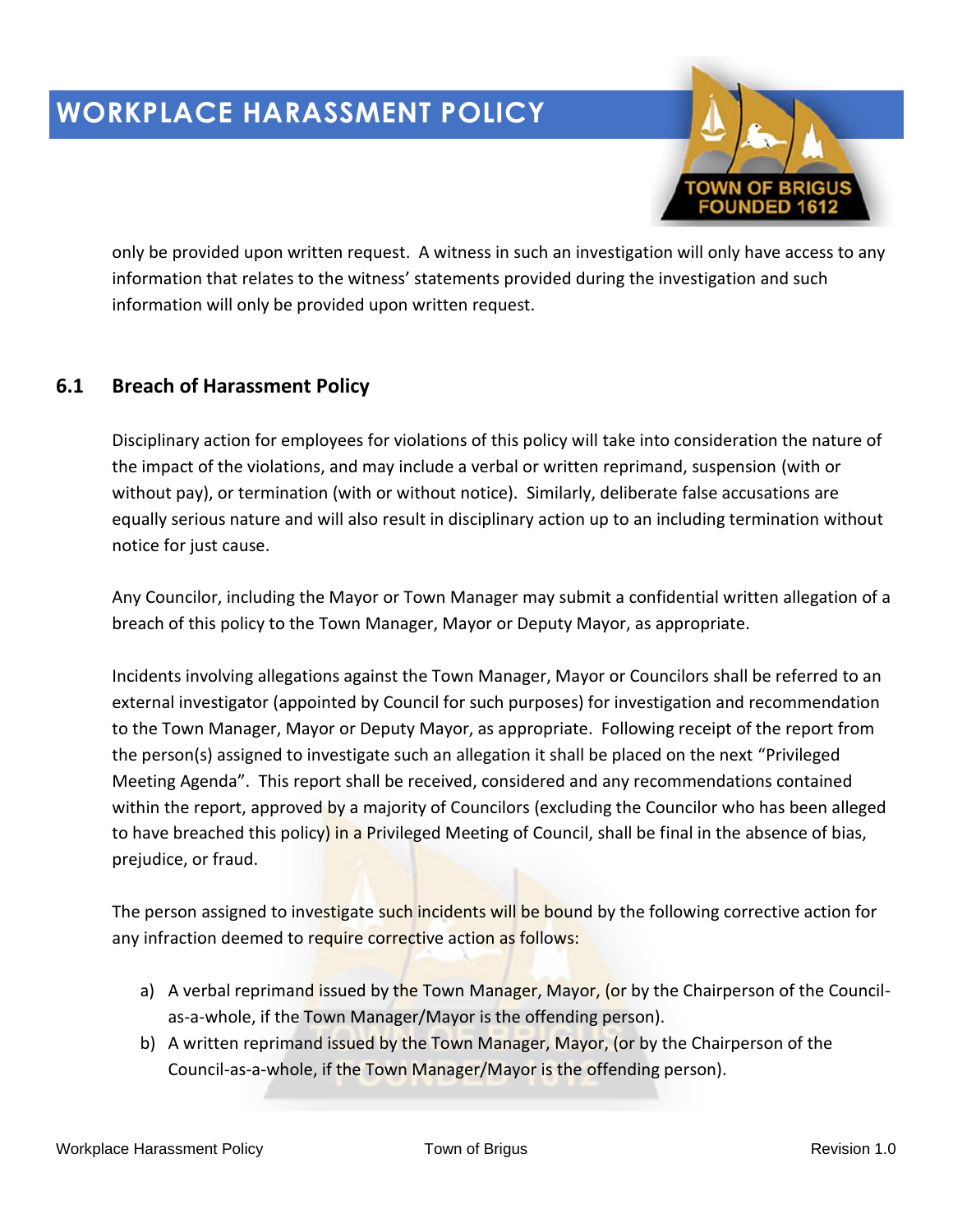only be provided upon written request. A witness in such an investigation will only have access to any information that relates to the witness' statements provided during the investigation and such information will only be provided upon written request.

## 6.1 Breach of Harassment Policy

Disciplinary action for employees for violations of this policy will take into consideration the nature of the impact of the violations, and may include a verbal or written reprimand, suspension (with or without pay), or termination (with or without notice). Similarly, deliberate false accusations are equally serious nature and will also result in disciplinary action up to an including termination without notice for just cause.

Any Councilor, including the Mayor or Town Manager may submit a confidential written allegation of a breach of this policy to the Town Manager, Mayor or Deputy Mayor, as appropriate.

Incidents involving allegations against the Town Manager, Mayor or Councilors shall be referred to an external investigator (appointed by Council for such purposes) for investigation and recommendation to the Town Manager, Mayor or Deputy Mayor, as appropriate. Following receipt of the report from the person(s) assigned to investigate such an allegation it shall be placed on the next "Privileged Meeting Agenda". This report shall be received, considered and any recommendations contained within the report, approved by a majority of Councilors (excluding the Councilor who has been alleged to have breached this policy) in a Privileged Meeting of Council, shall be final in the absence of bias, prejudice, or fraud.

The person assigned to investigate such incidents will be bound by the following corrective action for any infraction deemed to require corrective action as follows:

a) A verbal reprimand issued by the Town Manager, Mayor, (or by the Chairperson of the Council-as-a-whole, if the Town Manager/Mayor is the offending person).
b) A written reprimand issued by the Town Manager, Mayor, (or by the Chairperson of the Council-as-a-whole, if the Town Manager/Mayor is the offending person).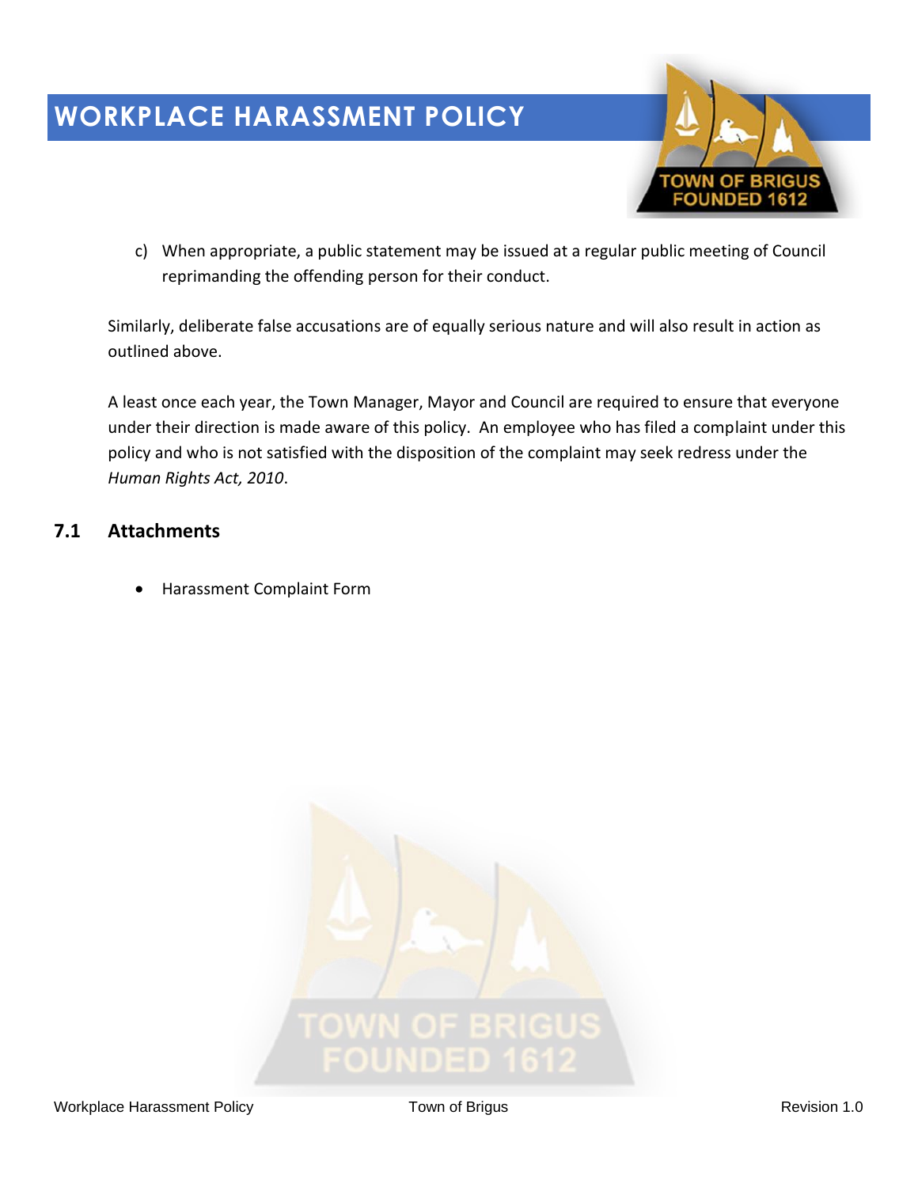c) When appropriate, a public statement may be issued at a regular public meeting of Council reprimanding the offending person for their conduct.

Similarly, deliberate false accusations are of equally serious nature and will also result in action as outlined above.

A least once each year, the Town Manager, Mayor and Council are required to ensure that everyone under their direction is made aware of this policy. An employee who has filed a complaint under this policy and who is not satisfied with the disposition of the complaint may seek redress under the *Human Rights Act, 2010*.

## 7.1 Attachments

- Harassment Complaint Form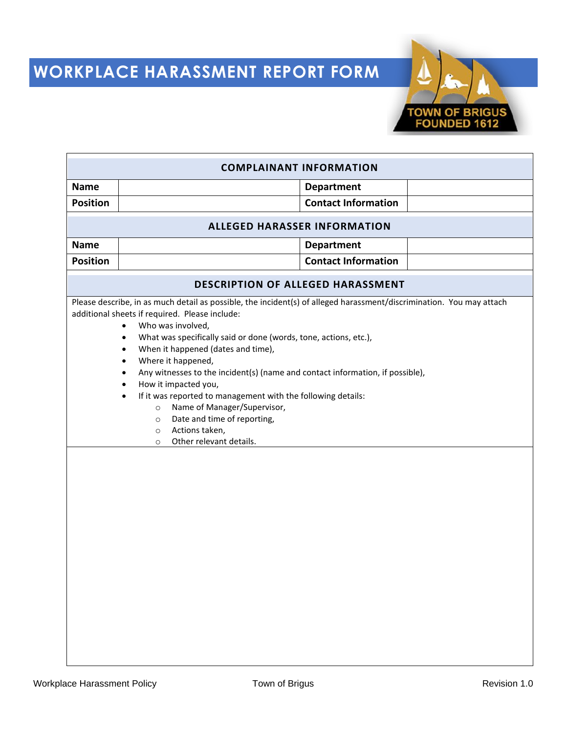# WORKPLACE HARASSMENT REPORT FORM

| COMPLAINANT INFORMATION | | | |
|---|---|---|---|
| **Name** | | **Department** | |
| **Position** | | **Contact Information** | |

| ALLEGED HARASSER INFORMATION | | | |
|---|---|---|---|
| **Name** | | **Department** | |
| **Position** | | **Contact Information** | |

**DESCRIPTION OF ALLEGED HARASSMENT**

Please describe, in as much detail as possible, the incident(s) of alleged harassment/discrimination. You may attach additional sheets if required. Please include:

- Who was involved,
- What was specifically said or done (words, tone, actions, etc.),
- When it happened (dates and time),
- Where it happened,
- Any witnesses to the incident(s) (name and contact information, if possible),
- How it impacted you,
- If it was reported to management with the following details:
  - Name of Manager/Supervisor,
  - Date and time of reporting,
  - Actions taken,
  - Other relevant details.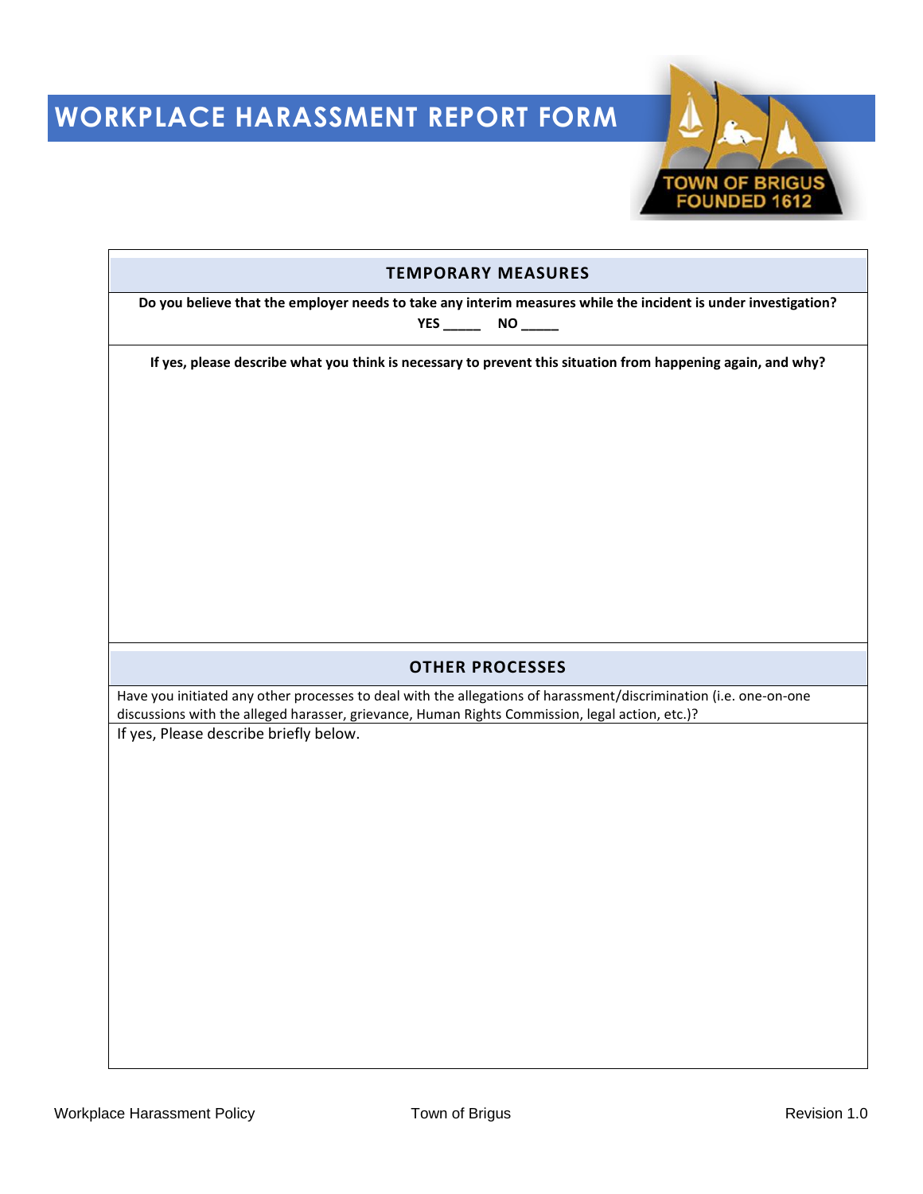# WORKPLACE HARASSMENT REPORT FORM

## TEMPORARY MEASURES

**Do you believe that the employer needs to take any interim measures while the incident is under investigation?**

**YES _____ NO _____**

**If yes, please describe what you think is necessary to prevent this situation from happening again, and why?**

## OTHER PROCESSES

Have you initiated any other processes to deal with the allegations of harassment/discrimination (i.e. one-on-one discussions with the alleged harasser, grievance, Human Rights Commission, legal action, etc.)?

If yes, Please describe briefly below.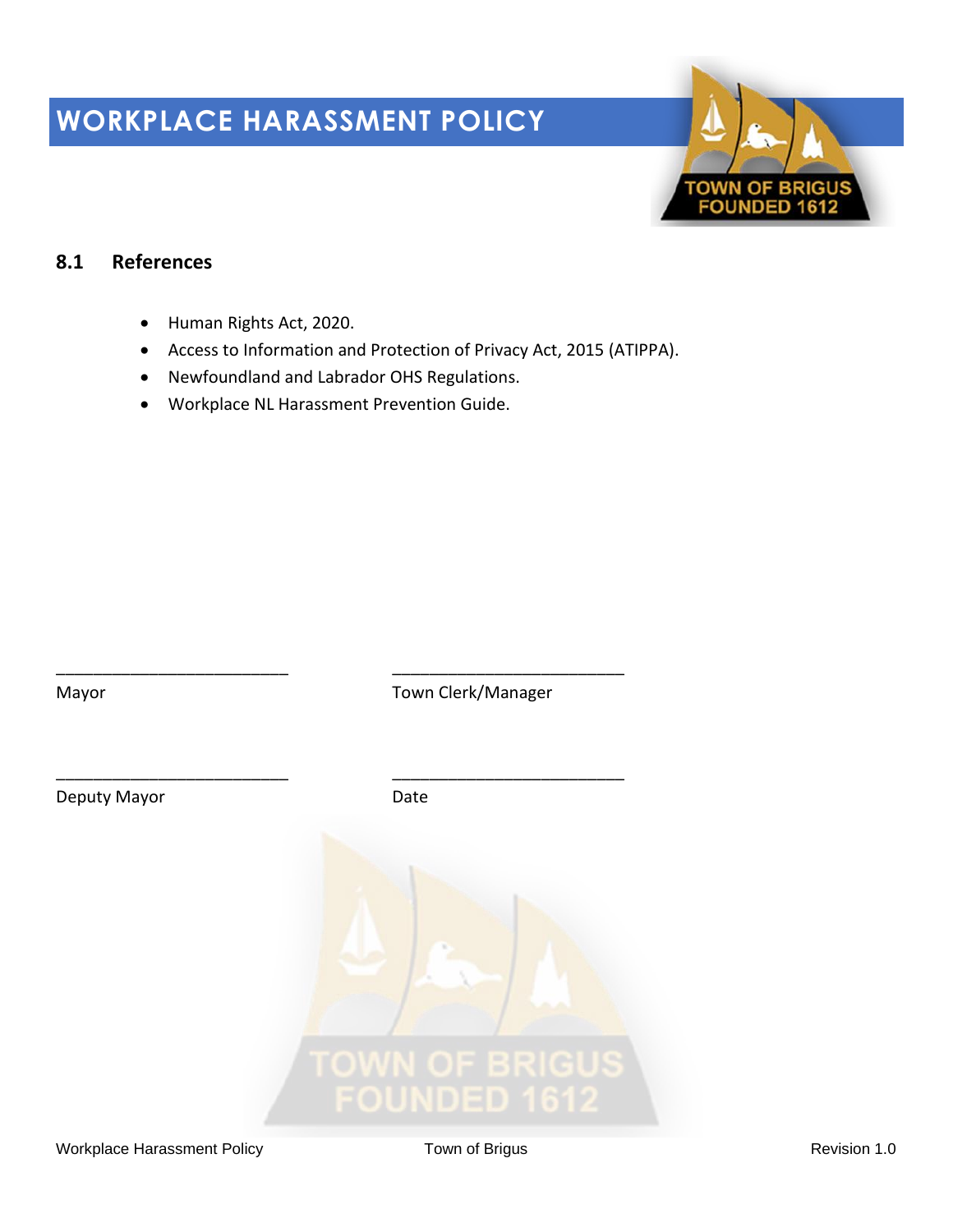# WORKPLACE HARASSMENT POLICY

## 8.1 References

- Human Rights Act, 2020.
- Access to Information and Protection of Privacy Act, 2015 (ATIPPA).
- Newfoundland and Labrador OHS Regulations.
- Workplace NL Harassment Prevention Guide.

_________________________ _________________________

Mayor Town Clerk/Manager

_________________________ _________________________

Deputy Mayor Date